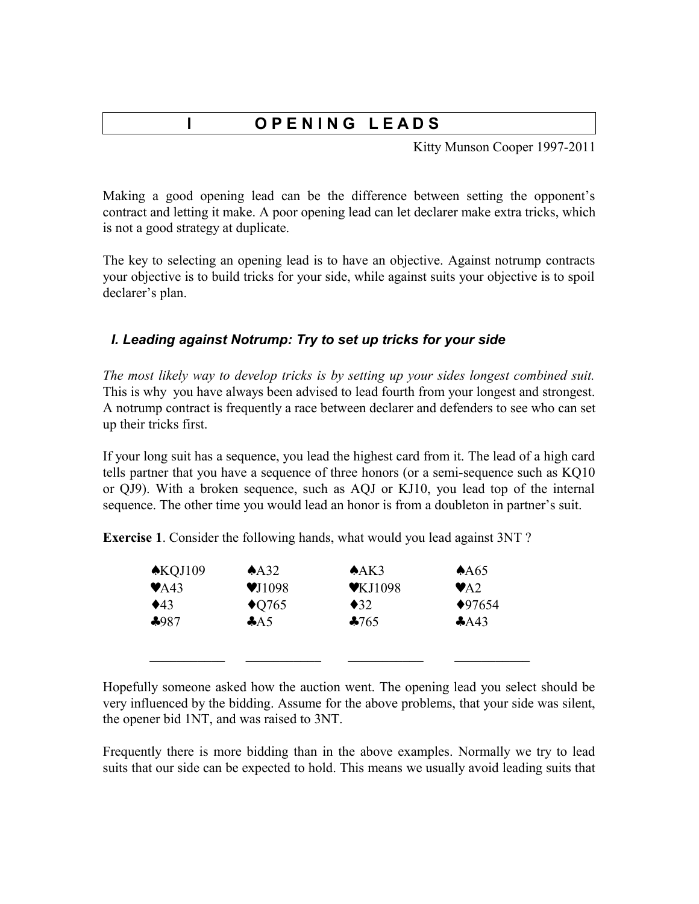# I OPENING LEADS

Kitty Munson Cooper 1997-2011

Making a good opening lead can be the difference between setting the opponent's contract and letting it make. A poor opening lead can let declarer make extra tricks, which is not a good strategy at duplicate.

The key to selecting an opening lead is to have an objective. Against notrump contracts your objective is to build tricks for your side, while against suits your objective is to spoil declarer's plan.

## *I. Leading against Notrump: Try to set up tricks for your side*

*The most likely way to develop tricks is by setting up your sides longest combined suit.* This is why you have always been advised to lead fourth from your longest and strongest. A notrump contract is frequently a race between declarer and defenders to see who can set up their tricks first.

If your long suit has a sequence, you lead the highest card from it. The lead of a high card tells partner that you have a sequence of three honors (or a semi-sequence such as KQ10 or QJ9). With a broken sequence, such as AQJ or KJ10, you lead top of the internal sequence. The other time you would lead an honor is from a doubleton in partner's suit.

**Exercise 1**. Consider the following hands, what would you lead against 3NT ?

| | | | |
|---|---|---|---|
| ♠KQJ109 | ♠A32 | ♠AK3 | ♠A65 |
| ♥A43 | ♥J1098 | ♥KJ1098 | ♥A2 |
| ♦43 | ♦Q765 | ♦32 | ♦97654 |
| ♣987 | ♣A5 | ♣765 | ♣A43 |
| ___________ | ___________ | ___________ | ___________ |

Hopefully someone asked how the auction went. The opening lead you select should be very influenced by the bidding. Assume for the above problems, that your side was silent, the opener bid 1NT, and was raised to 3NT.

Frequently there is more bidding than in the above examples. Normally we try to lead suits that our side can be expected to hold. This means we usually avoid leading suits that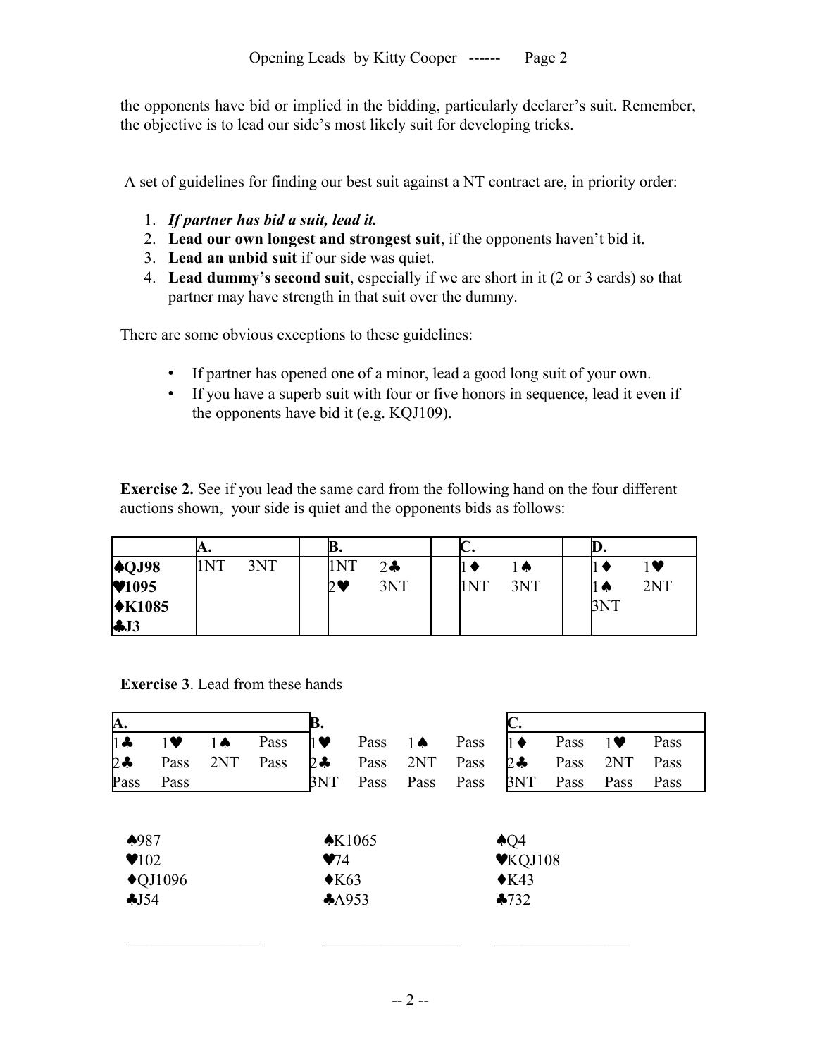the opponents have bid or implied in the bidding, particularly declarer's suit. Remember, the objective is to lead our side's most likely suit for developing tricks.

A set of guidelines for finding our best suit against a NT contract are, in priority order:

1. ***If partner has bid a suit, lead it.***
2. **Lead our own longest and strongest suit**, if the opponents haven't bid it.
3. **Lead an unbid suit** if our side was quiet.
4. **Lead dummy's second suit**, especially if we are short in it (2 or 3 cards) so that partner may have strength in that suit over the dummy.

There are some obvious exceptions to these guidelines:

- If partner has opened one of a minor, lead a good long suit of your own.
- If you have a superb suit with four or five honors in sequence, lead it even if the opponents have bid it (e.g. KQJ109).

**Exercise 2.** See if you lead the same card from the following hand on the four different auctions shown, your side is quiet and the opponents bids as follows:

| | **A.** | | | **B.** | | | **C.** | | | **D.** | |
|---|---|---|---|---|---|---|---|---|---|---|---|
| **♠QJ98** | 1NT | 3NT | | 1NT | 2♣ | | 1♦ | 1♠ | | 1♦ | 1♥ |
| **♥1095** | | | | 2♥ | 3NT | | 1NT | 3NT | | 1♠ | 2NT |
| **♦K1085** | | | | | | | | | | 3NT | |
| **♣J3** | | | | | | | | | | | |

**Exercise 3**. Lead from these hands

| **A.** | | | | **B.** | | | | **C.** | | | |
|---|---|---|---|---|---|---|---|---|---|---|---|
| 1♣ | 1♥ | 1♠ | Pass | 1♥ | Pass | 1♠ | Pass | 1♦ | Pass | 1♥ | Pass |
| 2♣ | Pass | 2NT | Pass | 2♣ | Pass | 2NT | Pass | 2♣ | Pass | 2NT | Pass |
| Pass | Pass | | | 3NT | Pass | Pass | Pass | 3NT | Pass | Pass | Pass |

| A. | B. | C. |
|---|---|---|
| ♠987 | ♠K1065 | ♠Q4 |
| ♥102 | ♥74 | ♥KQJ108 |
| ♦QJ1096 | ♦K63 | ♦K43 |
| ♣J54 | ♣A953 | ♣732 |

\_\_\_\_\_\_\_\_\_\_\_\_\_\_\_\_\_\_ \_\_\_\_\_\_\_\_\_\_\_\_\_\_\_\_\_\_ \_\_\_\_\_\_\_\_\_\_\_\_\_\_\_\_\_\_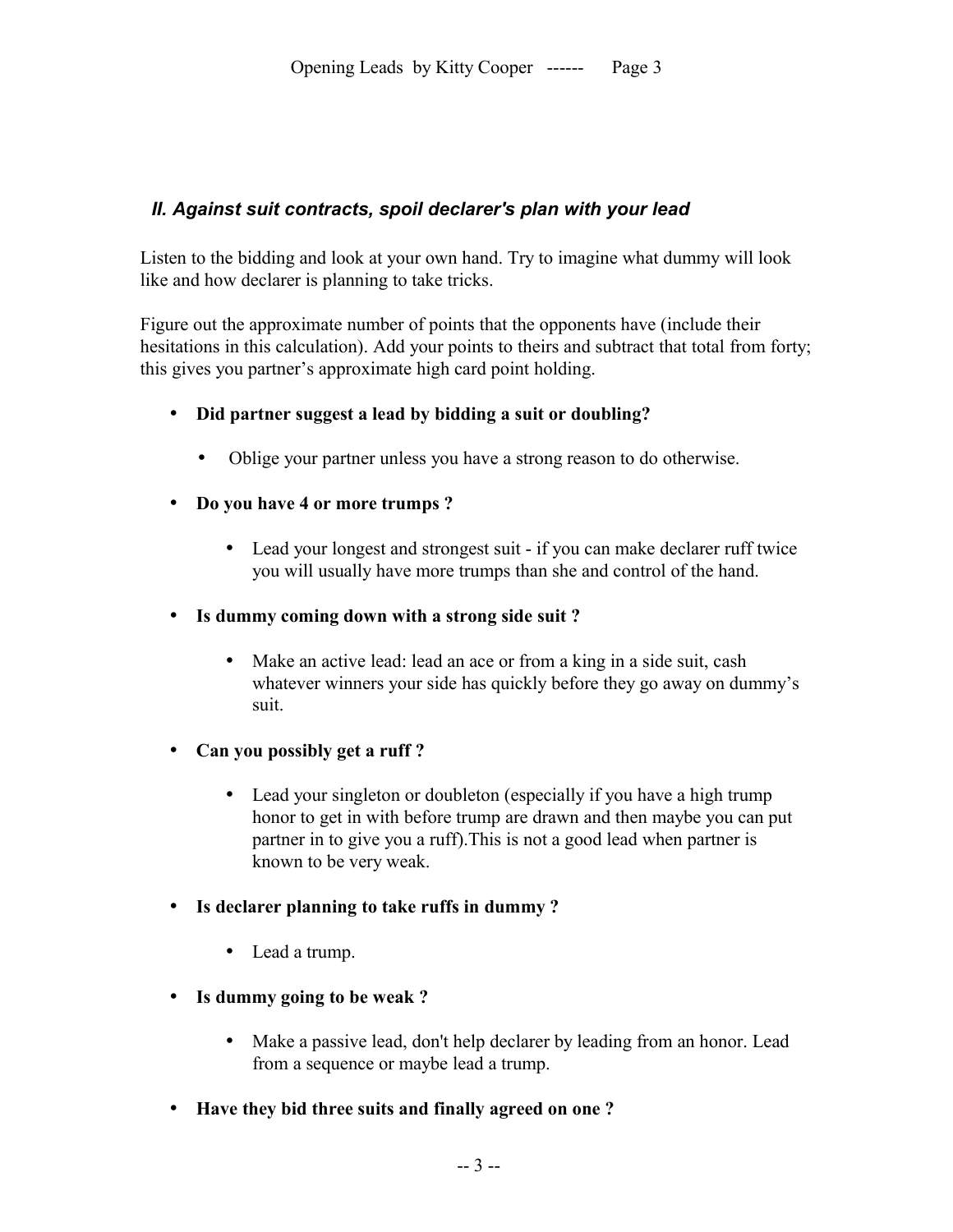## *II. Against suit contracts, spoil declarer's plan with your lead*

Listen to the bidding and look at your own hand. Try to imagine what dummy will look like and how declarer is planning to take tricks.

Figure out the approximate number of points that the opponents have (include their hesitations in this calculation). Add your points to theirs and subtract that total from forty; this gives you partner's approximate high card point holding.

- **Did partner suggest a lead by bidding a suit or doubling?**
  - Oblige your partner unless you have a strong reason to do otherwise.
- **Do you have 4 or more trumps ?**
  - Lead your longest and strongest suit - if you can make declarer ruff twice you will usually have more trumps than she and control of the hand.
- **Is dummy coming down with a strong side suit ?**
  - Make an active lead: lead an ace or from a king in a side suit, cash whatever winners your side has quickly before they go away on dummy's suit.
- **Can you possibly get a ruff ?**
  - Lead your singleton or doubleton (especially if you have a high trump honor to get in with before trump are drawn and then maybe you can put partner in to give you a ruff).This is not a good lead when partner is known to be very weak.
- **Is declarer planning to take ruffs in dummy ?**
  - Lead a trump.
- **Is dummy going to be weak ?**
  - Make a passive lead, don't help declarer by leading from an honor. Lead from a sequence or maybe lead a trump.
- **Have they bid three suits and finally agreed on one ?**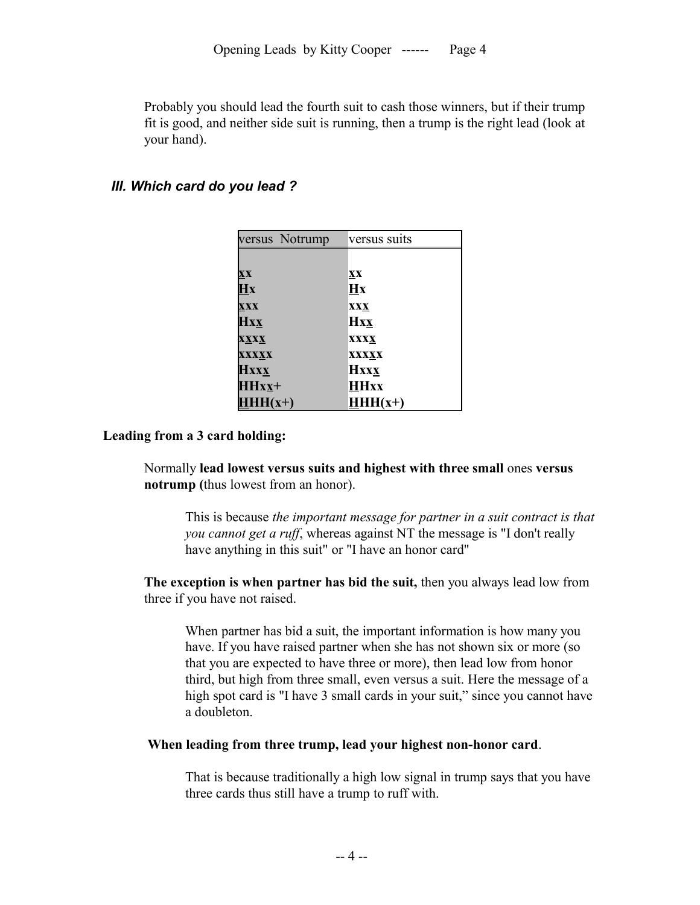Probably you should lead the fourth suit to cash those winners, but if their trump fit is good, and neither side suit is running, then a trump is the right lead (look at your hand).

### *III. Which card do you lead ?*

| versus Notrump | versus suits |
|---|---|
| **<u>x</u>x** | **<u>x</u>x** |
| **<u>H</u>x** | **<u>H</u>x** |
| **<u>x</u>xx** | **xx<u>x</u>** |
| **Hx<u>x</u>** | **Hx<u>x</u>** |
| **x<u>x</u>x<u>x</u>** | **xxx<u>x</u>** |
| **xxx<u>x</u>x** | **xxx<u>x</u>x** |
| **Hxx<u>x</u>** | **Hxx<u>x</u>** |
| **HHx<u>x</u>+** | **<u>H</u>Hxx** |
| **<u>H</u>HH(x+)** | **<u>H</u>HH(x+)** |

**Leading from a 3 card holding:**

Normally **lead lowest versus suits and highest with three small** ones **versus notrump (**thus lowest from an honor).

> This is because *the important message for partner in a suit contract is that you cannot get a ruff*, whereas against NT the message is "I don't really have anything in this suit" or "I have an honor card"

**The exception is when partner has bid the suit,** then you always lead low from three if you have not raised.

> When partner has bid a suit, the important information is how many you have. If you have raised partner when she has not shown six or more (so that you are expected to have three or more), then lead low from honor third, but high from three small, even versus a suit. Here the message of a high spot card is "I have 3 small cards in your suit," since you cannot have a doubleton.

**When leading from three trump, lead your highest non-honor card**.

> That is because traditionally a high low signal in trump says that you have three cards thus still have a trump to ruff with.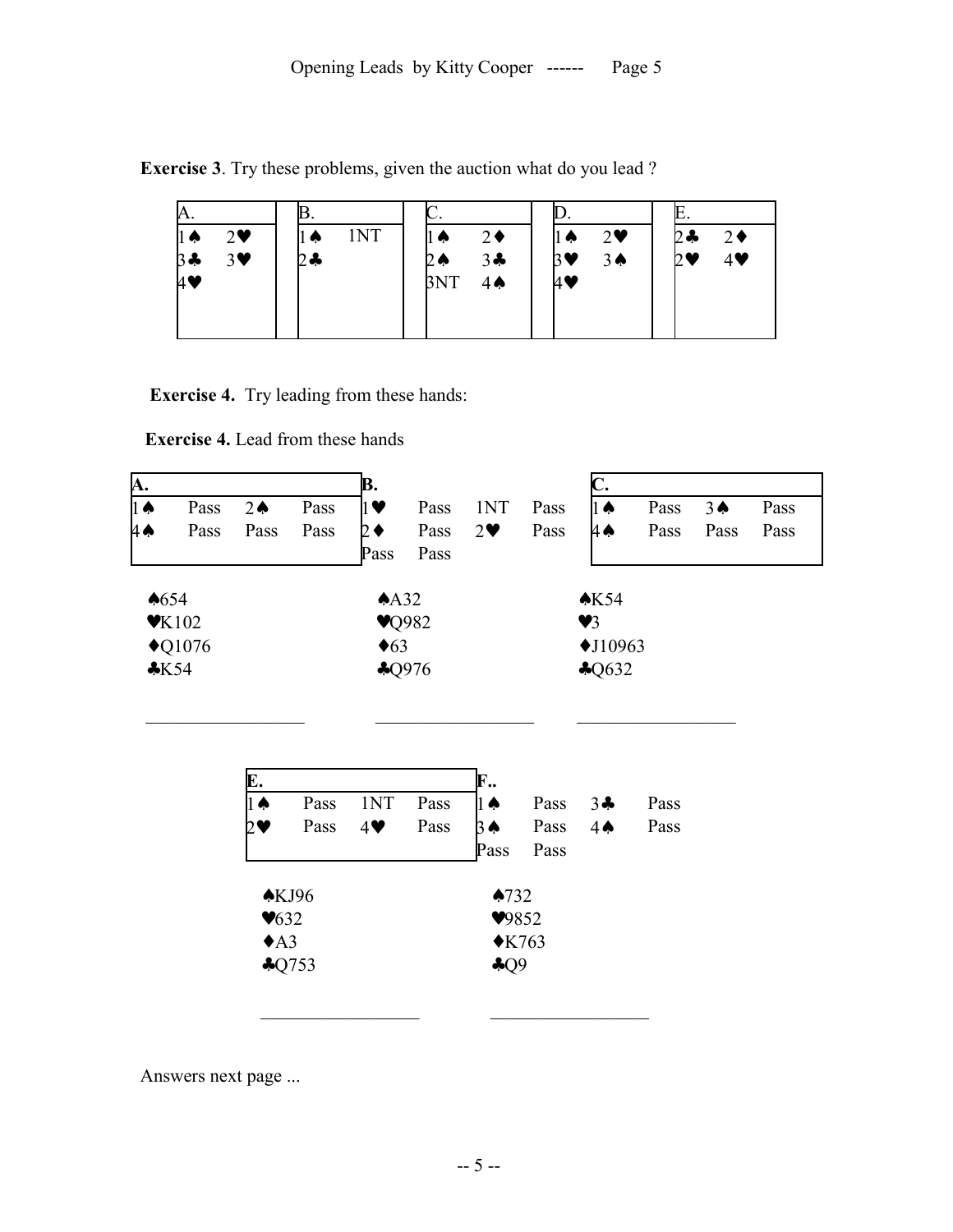**Exercise 3**. Try these problems, given the auction what do you lead ?

| A. | | B. | | C. | | D. | | E. | |
|---|---|---|---|---|---|---|---|---|---|
| 1♠ | 2♥ | 1♠ | 1NT | 1♠ | 2♦ | 1♠ | 2♥ | 2♣ | 2♦ |
| 3♣ | 3♥ | 2♣ | | 2♠ | 3♣ | 3♥ | 3♠ | 2♥ | 4♥ |
| 4♥ | | | | 3NT | 4♠ | 4♥ | | | |

**Exercise 4.** Try leading from these hands:

**Exercise 4.** Lead from these hands

**A.**

| | | | |
|---|---|---|---|
| 1♠ | Pass | 2♠ | Pass |
| 4♠ | Pass | Pass | Pass |

♠654
♥K102
♦Q1076
♣K54

__________________

**B.**

| | | | |
|---|---|---|---|
| 1♥ | Pass | 1NT | Pass |
| 2♦ | Pass | 2♥ | Pass |
| Pass | Pass | | |

♠A32
♥Q982
♦63
♣Q976

__________________

**C.**

| | | | |
|---|---|---|---|
| 1♠ | Pass | 3♠ | Pass |
| 4♠ | Pass | Pass | Pass |

♠K54
♥3
♦J10963
♣Q632

__________________

**E.**

| | | | |
|---|---|---|---|
| 1♠ | Pass | 1NT | Pass |
| 2♥ | Pass | 4♥ | Pass |

♠KJ96
♥632
♦A3
♣Q753

__________________

**F..**

| | | | |
|---|---|---|---|
| 1♠ | Pass | 3♣ | Pass |
| 3♠ | Pass | 4♠ | Pass |
| Pass | Pass | | |

♠732
♥9852
♦K763
♣Q9

__________________

Answers next page ...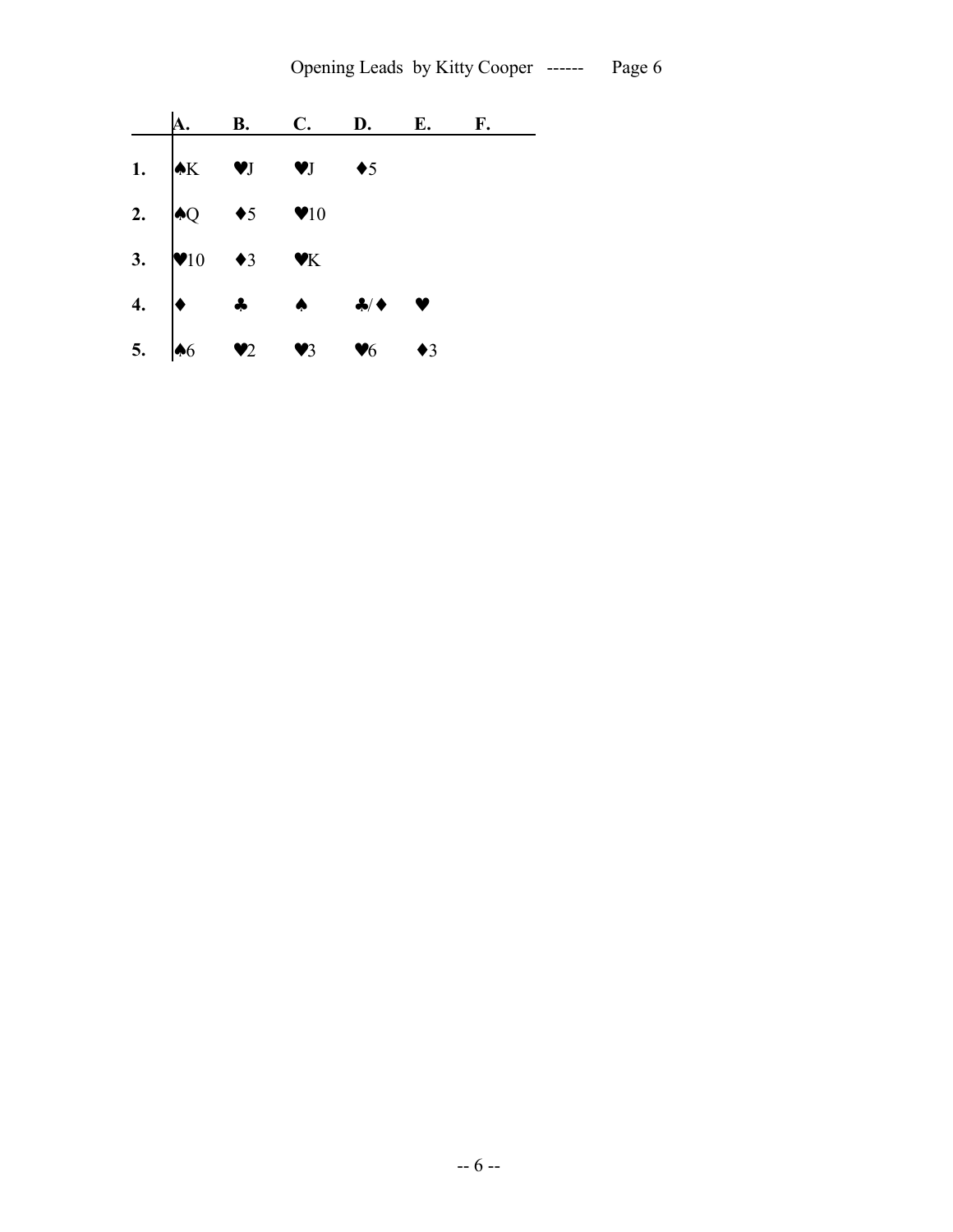| | A. | B. | C. | D. | E. | F. |
|---|---|---|---|---|---|---|
| 1. | ♠K | ♥J | ♥J | ♦5 | | |
| 2. | ♠Q | ♦5 | ♥10 | | | |
| 3. | ♥10 | ♦3 | ♥K | | | |
| 4. | ♦ | ♣ | ♠ | ♣/♦ | ♥ | |
| 5. | ♠6 | ♥2 | ♥3 | ♥6 | ♦3 | |